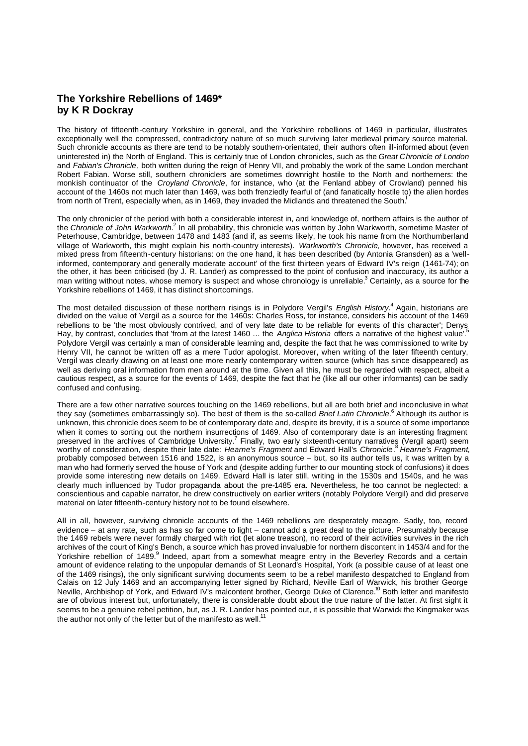# The Yorkshire Rebellions of 1469*
## by K R Dockray

The history of fifteenth-century Yorkshire in general, and the Yorkshire rebellions of 1469 in particular, illustrates exceptionally well the compressed, contradictory nature of so much surviving later medieval primary source material. Such chronicle accounts as there are tend to be notably southern-orientated, their authors often ill-informed about (even uninterested in) the North of England. This is certainly true of London chronicles, such as the *Great Chronicle of London* and *Fabian's Chronicle*, both written during the reign of Henry VII, and probably the work of the same London merchant Robert Fabian. Worse still, southern chroniclers are sometimes downright hostile to the North and northerners: the monkish continuator of the *Croyland Chronicle*, for instance, who (at the Fenland abbey of Crowland) penned his account of the 1460s not much later than 1469, was both frenziedly fearful of (and fanatically hostile to) the alien hordes from north of Trent, especially when, as in 1469, they invaded the Midlands and threatened the South.[1]

The only chronicler of the period with both a considerable interest in, and knowledge of, northern affairs is the author of the *Chronicle of John Warkworth*.[2] In all probability, this chronicle was written by John Warkworth, sometime Master of Peterhouse, Cambridge, between 1478 and 1483 (and if, as seems likely, he took his name from the Northumberland village of Warkworth, this might explain his north-country interests). *Warkworth's Chronicle*, however, has received a mixed press from fifteenth-century historians: on the one hand, it has been described (by Antonia Gransden) as a 'well-informed, contemporary and generally moderate account' of the first thirteen years of Edward IV's reign (1461-74); on the other, it has been criticised (by J. R. Lander) as compressed to the point of confusion and inaccuracy, its author a man writing without notes, whose memory is suspect and whose chronology is unreliable.[3] Certainly, as a source for the Yorkshire rebellions of 1469, it has distinct shortcomings.

The most detailed discussion of these northern risings is in Polydore Vergil's *English History*.[4] Again, historians are divided on the value of Vergil as a source for the 1460s: Charles Ross, for instance, considers his account of the 1469 rebellions to be 'the most obviously contrived, and of very late date to be reliable for events of this character'; Denys Hay, by contrast, concludes that 'from at the latest 1460 … the *Anglica Historia* offers a narrative of the highest value'.[5] Polydore Vergil was certainly a man of considerable learning and, despite the fact that he was commissioned to write by Henry VII, he cannot be written off as a mere Tudor apologist. Moreover, when writing of the later fifteenth century, Vergil was clearly drawing on at least one more nearly contemporary written source (which has since disappeared) as well as deriving oral information from men around at the time. Given all this, he must be regarded with respect, albeit a cautious respect, as a source for the events of 1469, despite the fact that he (like all our other informants) can be sadly confused and confusing.

There are a few other narrative sources touching on the 1469 rebellions, but all are both brief and inconclusive in what they say (sometimes embarrassingly so). The best of them is the so-called *Brief Latin Chronicle*.[6] Although its author is unknown, this chronicle does seem to be of contemporary date and, despite its brevity, it is a source of some importance when it comes to sorting out the northern insurrections of 1469. Also of contemporary date is an interesting fragment preserved in the archives of Cambridge University.[7] Finally, two early sixteenth-century narratives (Vergil apart) seem worthy of consideration, despite their late date: *Hearne's Fragment* and Edward Hall's *Chronicle*.[8] *Hearne's Fragment*, probably composed between 1516 and 1522, is an anonymous source – but, so its author tells us, it was written by a man who had formerly served the house of York and (despite adding further to our mounting stock of confusions) it does provide some interesting new details on 1469. Edward Hall is later still, writing in the 1530s and 1540s, and he was clearly much influenced by Tudor propaganda about the pre-1485 era. Nevertheless, he too cannot be neglected: a conscientious and capable narrator, he drew constructively on earlier writers (notably Polydore Vergil) and did preserve material on later fifteenth-century history not to be found elsewhere.

All in all, however, surviving chronicle accounts of the 1469 rebellions are desperately meagre. Sadly, too, record evidence – at any rate, such as has so far come to light – cannot add a great deal to the picture. Presumably because the 1469 rebels were never formally charged with riot (let alone treason), no record of their activities survives in the rich archives of the court of King's Bench, a source which has proved invaluable for northern discontent in 1453/4 and for the Yorkshire rebellion of 1489.[9] Indeed, apart from a somewhat meagre entry in the Beverley Records and a certain amount of evidence relating to the unpopular demands of St Leonard's Hospital, York (a possible cause of at least one of the 1469 risings), the only significant surviving documents seem to be a rebel manifesto despatched to England from Calais on 12 July 1469 and an accompanying letter signed by Richard, Neville Earl of Warwick, his brother George Neville, Archbishop of York, and Edward IV's malcontent brother, George Duke of Clarence.[10] Both letter and manifesto are of obvious interest but, unfortunately, there is considerable doubt about the true nature of the latter. At first sight it seems to be a genuine rebel petition, but, as J. R. Lander has pointed out, it is possible that Warwick the Kingmaker was the author not only of the letter but of the manifesto as well.[11]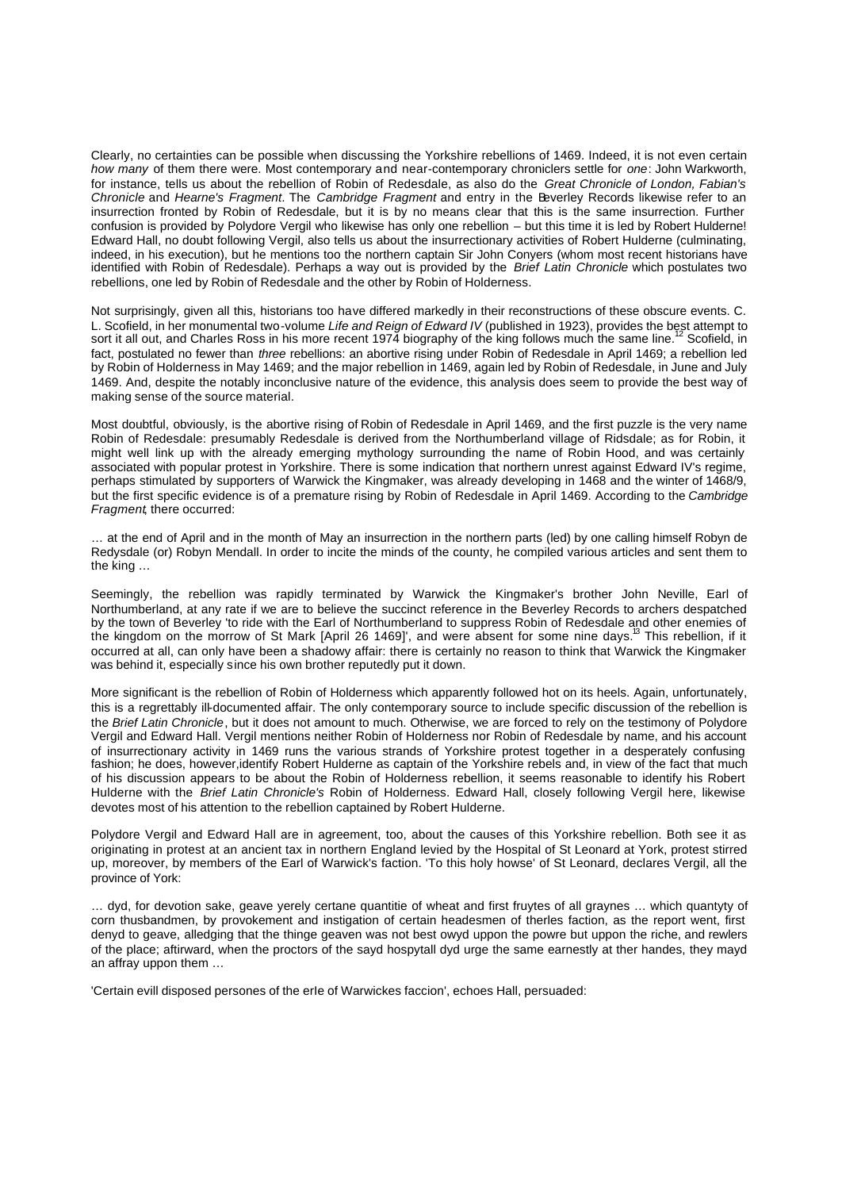Clearly, no certainties can be possible when discussing the Yorkshire rebellions of 1469. Indeed, it is not even certain *how many* of them there were. Most contemporary and near-contemporary chroniclers settle for *one*: John Warkworth, for instance, tells us about the rebellion of Robin of Redesdale, as also do the *Great Chronicle of London, Fabian's Chronicle* and *Hearne's Fragment*. The *Cambridge Fragment* and entry in the Beverley Records likewise refer to an insurrection fronted by Robin of Redesdale, but it is by no means clear that this is the same insurrection. Further confusion is provided by Polydore Vergil who likewise has only one rebellion – but this time it is led by Robert Hulderne! Edward Hall, no doubt following Vergil, also tells us about the insurrectionary activities of Robert Hulderne (culminating, indeed, in his execution), but he mentions too the northern captain Sir John Conyers (whom most recent historians have identified with Robin of Redesdale). Perhaps a way out is provided by the *Brief Latin Chronicle* which postulates two rebellions, one led by Robin of Redesdale and the other by Robin of Holderness.

Not surprisingly, given all this, historians too have differed markedly in their reconstructions of these obscure events. C. L. Scofield, in her monumental two-volume *Life and Reign of Edward IV* (published in 1923), provides the best attempt to sort it all out, and Charles Ross in his more recent 1974 biography of the king follows much the same line.[12] Scofield, in fact, postulated no fewer than *three* rebellions: an abortive rising under Robin of Redesdale in April 1469; a rebellion led by Robin of Holderness in May 1469; and the major rebellion in 1469, again led by Robin of Redesdale, in June and July 1469. And, despite the notably inconclusive nature of the evidence, this analysis does seem to provide the best way of making sense of the source material.

Most doubtful, obviously, is the abortive rising of Robin of Redesdale in April 1469, and the first puzzle is the very name Robin of Redesdale: presumably Redesdale is derived from the Northumberland village of Ridsdale; as for Robin, it might well link up with the already emerging mythology surrounding the name of Robin Hood, and was certainly associated with popular protest in Yorkshire. There is some indication that northern unrest against Edward IV's regime, perhaps stimulated by supporters of Warwick the Kingmaker, was already developing in 1468 and the winter of 1468/9, but the first specific evidence is of a premature rising by Robin of Redesdale in April 1469. According to the *Cambridge Fragment*, there occurred:

… at the end of April and in the month of May an insurrection in the northern parts (led) by one calling himself Robyn de Redysdale (or) Robyn Mendall. In order to incite the minds of the county, he compiled various articles and sent them to the king …

Seemingly, the rebellion was rapidly terminated by Warwick the Kingmaker's brother John Neville, Earl of Northumberland, at any rate if we are to believe the succinct reference in the Beverley Records to archers despatched by the town of Beverley 'to ride with the Earl of Northumberland to suppress Robin of Redesdale and other enemies of the kingdom on the morrow of St Mark [April 26 1469]', and were absent for some nine days.[13] This rebellion, if it occurred at all, can only have been a shadowy affair: there is certainly no reason to think that Warwick the Kingmaker was behind it, especially since his own brother reputedly put it down.

More significant is the rebellion of Robin of Holderness which apparently followed hot on its heels. Again, unfortunately, this is a regrettably ill-documented affair. The only contemporary source to include specific discussion of the rebellion is the *Brief Latin Chronicle*, but it does not amount to much. Otherwise, we are forced to rely on the testimony of Polydore Vergil and Edward Hall. Vergil mentions neither Robin of Holderness nor Robin of Redesdale by name, and his account of insurrectionary activity in 1469 runs the various strands of Yorkshire protest together in a desperately confusing fashion; he does, however, identify Robert Hulderne as captain of the Yorkshire rebels and, in view of the fact that much of his discussion appears to be about the Robin of Holderness rebellion, it seems reasonable to identify his Robert Hulderne with the *Brief Latin Chronicle's* Robin of Holderness. Edward Hall, closely following Vergil here, likewise devotes most of his attention to the rebellion captained by Robert Hulderne.

Polydore Vergil and Edward Hall are in agreement, too, about the causes of this Yorkshire rebellion. Both see it as originating in protest at an ancient tax in northern England levied by the Hospital of St Leonard at York, protest stirred up, moreover, by members of the Earl of Warwick's faction. 'To this holy howse' of St Leonard, declares Vergil, all the province of York:

… dyd, for devotion sake, geave yerely certane quantitie of wheat and first fruytes of all graynes … which quantyty of corn thusbandmen, by provokement and instigation of certain headesmen of therles faction, as the report went, first denyd to geave, alledging that the thinge geaven was not best owyd uppon the powre but uppon the riche, and rewlers of the place; aftirward, when the proctors of the sayd hospytall dyd urge the same earnestly at ther handes, they mayd an affray uppon them …

'Certain evill disposed persones of the erle of Warwickes faccion', echoes Hall, persuaded: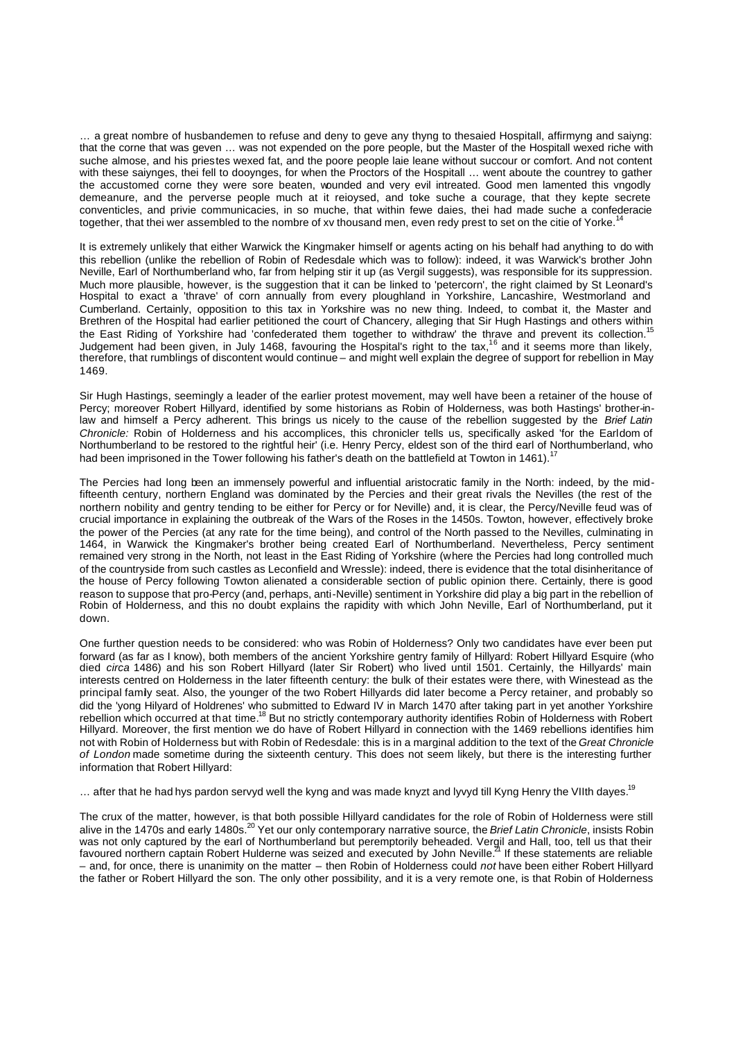… a great nombre of husbandemen to refuse and deny to geve any thyng to thesaied Hospitall, affirmyng and saiyng: that the corne that was geven … was not expended on the pore people, but the Master of the Hospitall wexed riche with suche almose, and his priestes wexed fat, and the poore people laie leane without succour or comfort. And not content with these saiynges, thei fell to dooynges, for when the Proctors of the Hospitall … went aboute the countrey to gather the accustomed corne they were sore beaten, wounded and very evil intreated. Good men lamented this vngodly demeanure, and the perverse people much at it reioysed, and toke suche a courage, that they kepte secrete conventicles, and privie communicacies, in so muche, that within fewe daies, thei had made suche a confederacie together, that thei wer assembled to the nombre of xv thousand men, even redy prest to set on the citie of Yorke.[14]

It is extremely unlikely that either Warwick the Kingmaker himself or agents acting on his behalf had anything to do with this rebellion (unlike the rebellion of Robin of Redesdale which was to follow): indeed, it was Warwick's brother John Neville, Earl of Northumberland who, far from helping stir it up (as Vergil suggests), was responsible for its suppression. Much more plausible, however, is the suggestion that it can be linked to 'petercorn', the right claimed by St Leonard's Hospital to exact a 'thrave' of corn annually from every ploughland in Yorkshire, Lancashire, Westmorland and Cumberland. Certainly, opposition to this tax in Yorkshire was no new thing. Indeed, to combat it, the Master and Brethren of the Hospital had earlier petitioned the court of Chancery, alleging that Sir Hugh Hastings and others within the East Riding of Yorkshire had 'confederated them together to withdraw' the thrave and prevent its collection.[15] Judgement had been given, in July 1468, favouring the Hospital's right to the tax,[16] and it seems more than likely, therefore, that rumblings of discontent would continue – and might well explain the degree of support for rebellion in May 1469.

Sir Hugh Hastings, seemingly a leader of the earlier protest movement, may well have been a retainer of the house of Percy; moreover Robert Hillyard, identified by some historians as Robin of Holderness, was both Hastings' brother-in-law and himself a Percy adherent. This brings us nicely to the cause of the rebellion suggested by the *Brief Latin Chronicle:* Robin of Holderness and his accomplices, this chronicler tells us, specifically asked 'for the Earldom of Northumberland to be restored to the rightful heir' (i.e. Henry Percy, eldest son of the third earl of Northumberland, who had been imprisoned in the Tower following his father's death on the battlefield at Towton in 1461).[17]

The Percies had long been an immensely powerful and influential aristocratic family in the North: indeed, by the mid-fifteenth century, northern England was dominated by the Percies and their great rivals the Nevilles (the rest of the northern nobility and gentry tending to be either for Percy or for Neville) and, it is clear, the Percy/Neville feud was of crucial importance in explaining the outbreak of the Wars of the Roses in the 1450s. Towton, however, effectively broke the power of the Percies (at any rate for the time being), and control of the North passed to the Nevilles, culminating in 1464, in Warwick the Kingmaker's brother being created Earl of Northumberland. Nevertheless, Percy sentiment remained very strong in the North, not least in the East Riding of Yorkshire (where the Percies had long controlled much of the countryside from such castles as Leconfield and Wressle): indeed, there is evidence that the total disinheritance of the house of Percy following Towton alienated a considerable section of public opinion there. Certainly, there is good reason to suppose that pro-Percy (and, perhaps, anti-Neville) sentiment in Yorkshire did play a big part in the rebellion of Robin of Holderness, and this no doubt explains the rapidity with which John Neville, Earl of Northumberland, put it down.

One further question needs to be considered: who was Robin of Holderness? Only two candidates have ever been put forward (as far as I know), both members of the ancient Yorkshire gentry family of Hillyard: Robert Hillyard Esquire (who died *circa* 1486) and his son Robert Hillyard (later Sir Robert) who lived until 1501. Certainly, the Hillyards' main interests centred on Holderness in the later fifteenth century: the bulk of their estates were there, with Winestead as the principal family seat. Also, the younger of the two Robert Hillyards did later become a Percy retainer, and probably so did the 'yong Hilyard of Holdrenes' who submitted to Edward IV in March 1470 after taking part in yet another Yorkshire rebellion which occurred at that time.[18] But no strictly contemporary authority identifies Robin of Holderness with Robert Hillyard. Moreover, the first mention we do have of Robert Hillyard in connection with the 1469 rebellions identifies him not with Robin of Holderness but with Robin of Redesdale: this is in a marginal addition to the text of the *Great Chronicle of London* made sometime during the sixteenth century. This does not seem likely, but there is the interesting further information that Robert Hillyard:

… after that he had hys pardon servyd well the kyng and was made knyzt and lyvyd till Kyng Henry the VIIth dayes.[19]

The crux of the matter, however, is that both possible Hillyard candidates for the role of Robin of Holderness were still alive in the 1470s and early 1480s.[20] Yet our only contemporary narrative source, the *Brief Latin Chronicle*, insists Robin was not only captured by the earl of Northumberland but peremptorily beheaded. Vergil and Hall, too, tell us that their favoured northern captain Robert Hulderne was seized and executed by John Neville.[21] If these statements are reliable – and, for once, there is unanimity on the matter – then Robin of Holderness could *not* have been either Robert Hillyard the father or Robert Hillyard the son. The only other possibility, and it is a very remote one, is that Robin of Holderness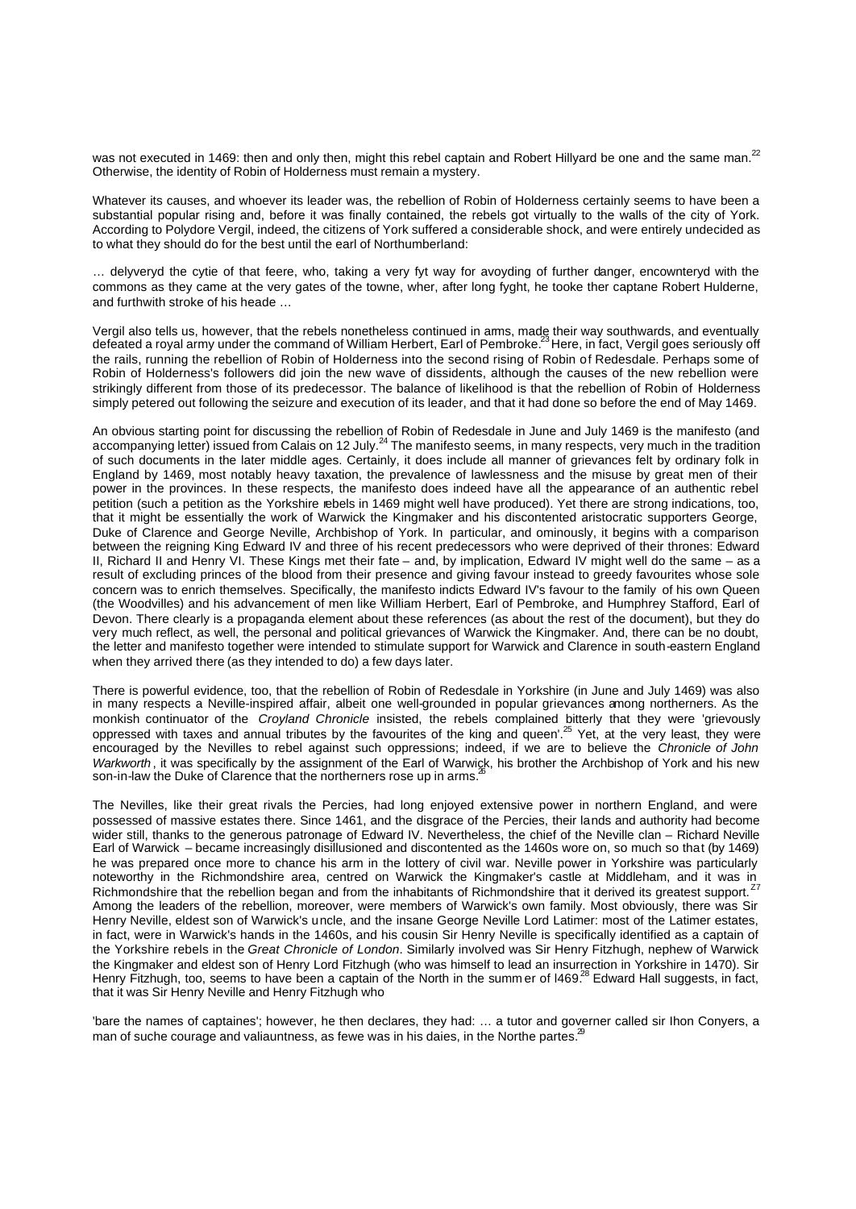was not executed in 1469: then and only then, might this rebel captain and Robert Hillyard be one and the same man.[22] Otherwise, the identity of Robin of Holderness must remain a mystery.

Whatever its causes, and whoever its leader was, the rebellion of Robin of Holderness certainly seems to have been a substantial popular rising and, before it was finally contained, the rebels got virtually to the walls of the city of York. According to Polydore Vergil, indeed, the citizens of York suffered a considerable shock, and were entirely undecided as to what they should do for the best until the earl of Northumberland:

… delyveryd the cytie of that feere, who, taking a very fyt way for avoyding of further danger, encownteryd with the commons as they came at the very gates of the towne, wher, after long fyght, he tooke ther captane Robert Hulderne, and furthwith stroke of his heade …

Vergil also tells us, however, that the rebels nonetheless continued in arms, made their way southwards, and eventually defeated a royal army under the command of William Herbert, Earl of Pembroke.[23] Here, in fact, Vergil goes seriously off the rails, running the rebellion of Robin of Holderness into the second rising of Robin of Redesdale. Perhaps some of Robin of Holderness's followers did join the new wave of dissidents, although the causes of the new rebellion were strikingly different from those of its predecessor. The balance of likelihood is that the rebellion of Robin of Holderness simply petered out following the seizure and execution of its leader, and that it had done so before the end of May 1469.

An obvious starting point for discussing the rebellion of Robin of Redesdale in June and July 1469 is the manifesto (and accompanying letter) issued from Calais on 12 July.[24] The manifesto seems, in many respects, very much in the tradition of such documents in the later middle ages. Certainly, it does include all manner of grievances felt by ordinary folk in England by 1469, most notably heavy taxation, the prevalence of lawlessness and the misuse by great men of their power in the provinces. In these respects, the manifesto does indeed have all the appearance of an authentic rebel petition (such a petition as the Yorkshire rebels in 1469 might well have produced). Yet there are strong indications, too, that it might be essentially the work of Warwick the Kingmaker and his discontented aristocratic supporters George, Duke of Clarence and George Neville, Archbishop of York. In particular, and ominously, it begins with a comparison between the reigning King Edward IV and three of his recent predecessors who were deprived of their thrones: Edward II, Richard II and Henry VI. These Kings met their fate – and, by implication, Edward IV might well do the same – as a result of excluding princes of the blood from their presence and giving favour instead to greedy favourites whose sole concern was to enrich themselves. Specifically, the manifesto indicts Edward IV's favour to the family of his own Queen (the Woodvilles) and his advancement of men like William Herbert, Earl of Pembroke, and Humphrey Stafford, Earl of Devon. There clearly is a propaganda element about these references (as about the rest of the document), but they do very much reflect, as well, the personal and political grievances of Warwick the Kingmaker. And, there can be no doubt, the letter and manifesto together were intended to stimulate support for Warwick and Clarence in south-eastern England when they arrived there (as they intended to do) a few days later.

There is powerful evidence, too, that the rebellion of Robin of Redesdale in Yorkshire (in June and July 1469) was also in many respects a Neville-inspired affair, albeit one well-grounded in popular grievances among northerners. As the monkish continuator of the *Croyland Chronicle* insisted, the rebels complained bitterly that they were 'grievously oppressed with taxes and annual tributes by the favourites of the king and queen'.[25] Yet, at the very least, they were encouraged by the Nevilles to rebel against such oppressions; indeed, if we are to believe the *Chronicle of John Warkworth*, it was specifically by the assignment of the Earl of Warwick, his brother the Archbishop of York and his new son-in-law the Duke of Clarence that the northerners rose up in arms.[26]

The Nevilles, like their great rivals the Percies, had long enjoyed extensive power in northern England, and were possessed of massive estates there. Since 1461, and the disgrace of the Percies, their lands and authority had become wider still, thanks to the generous patronage of Edward IV. Nevertheless, the chief of the Neville clan – Richard Neville Earl of Warwick – became increasingly disillusioned and discontented as the 1460s wore on, so much so that (by 1469) he was prepared once more to chance his arm in the lottery of civil war. Neville power in Yorkshire was particularly noteworthy in the Richmondshire area, centred on Warwick the Kingmaker's castle at Middleham, and it was in Richmondshire that the rebellion began and from the inhabitants of Richmondshire that it derived its greatest support.[27] Among the leaders of the rebellion, moreover, were members of Warwick's own family. Most obviously, there was Sir Henry Neville, eldest son of Warwick's uncle, and the insane George Neville Lord Latimer: most of the Latimer estates, in fact, were in Warwick's hands in the 1460s, and his cousin Sir Henry Neville is specifically identified as a captain of the Yorkshire rebels in the *Great Chronicle of London*. Similarly involved was Sir Henry Fitzhugh, nephew of Warwick the Kingmaker and eldest son of Henry Lord Fitzhugh (who was himself to lead an insurrection in Yorkshire in 1470). Sir Henry Fitzhugh, too, seems to have been a captain of the North in the summer of 1469.[28] Edward Hall suggests, in fact, that it was Sir Henry Neville and Henry Fitzhugh who

'bare the names of captaines'; however, he then declares, they had: … a tutor and governer called sir Ihon Conyers, a man of suche courage and valiauntness, as fewe was in his daies, in the Northe partes.[29]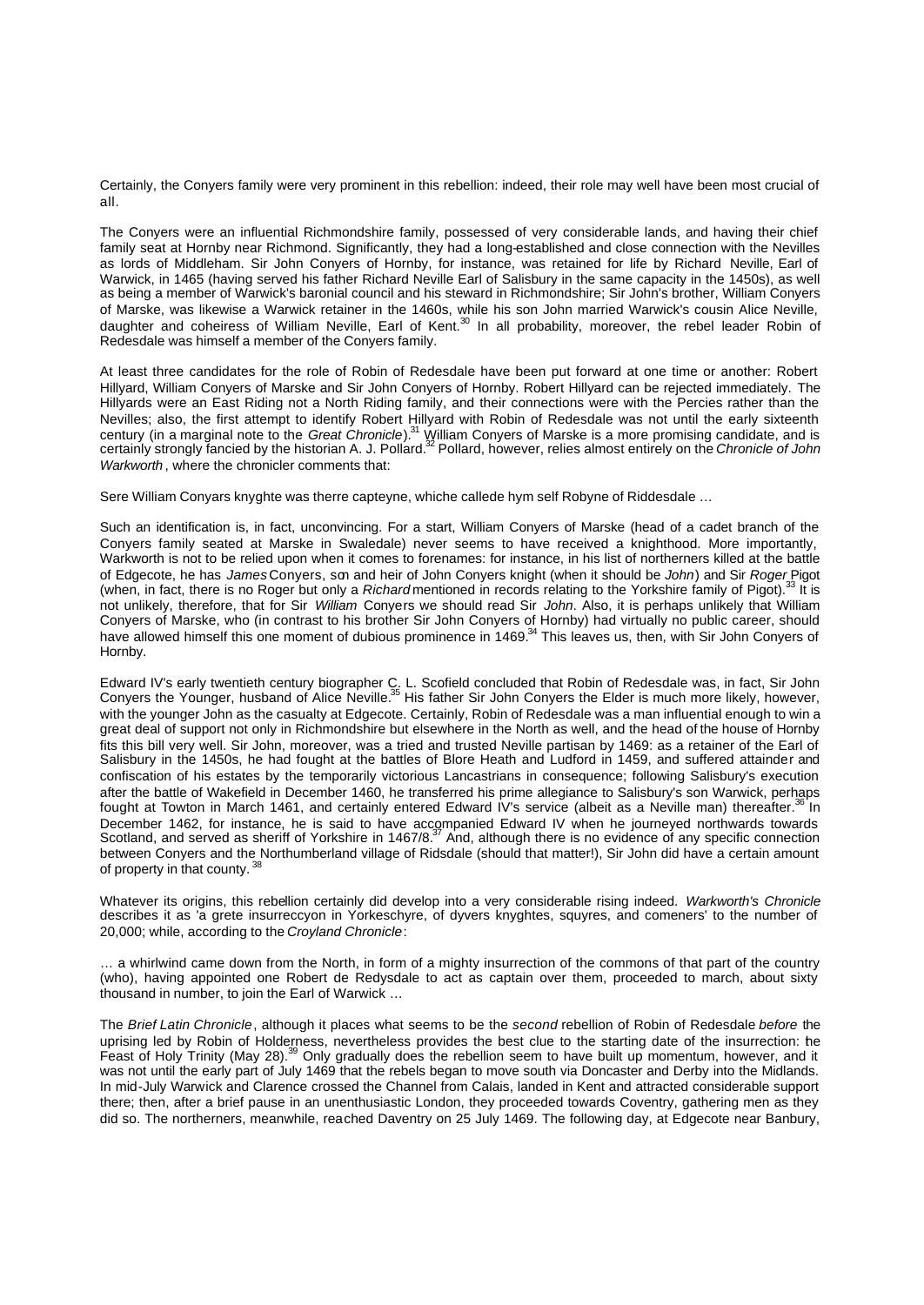Certainly, the Conyers family were very prominent in this rebellion: indeed, their role may well have been most crucial of all.

The Conyers were an influential Richmondshire family, possessed of very considerable lands, and having their chief family seat at Hornby near Richmond. Significantly, they had a long-established and close connection with the Nevilles as lords of Middleham. Sir John Conyers of Hornby, for instance, was retained for life by Richard Neville, Earl of Warwick, in 1465 (having served his father Richard Neville Earl of Salisbury in the same capacity in the 1450s), as well as being a member of Warwick's baronial council and his steward in Richmondshire; Sir John's brother, William Conyers of Marske, was likewise a Warwick retainer in the 1460s, while his son John married Warwick's cousin Alice Neville, daughter and coheiress of William Neville, Earl of Kent.[30] In all probability, moreover, the rebel leader Robin of Redesdale was himself a member of the Conyers family.

At least three candidates for the role of Robin of Redesdale have been put forward at one time or another: Robert Hillyard, William Conyers of Marske and Sir John Conyers of Hornby. Robert Hillyard can be rejected immediately. The Hillyards were an East Riding not a North Riding family, and their connections were with the Percies rather than the Nevilles; also, the first attempt to identify Robert Hillyard with Robin of Redesdale was not until the early sixteenth century (in a marginal note to the *Great Chronicle*).[31] William Conyers of Marske is a more promising candidate, and is certainly strongly fancied by the historian A. J. Pollard.[32] Pollard, however, relies almost entirely on the *Chronicle of John Warkworth*, where the chronicler comments that:

Sere William Conyars knyghte was therre capteyne, whiche callede hym self Robyne of Riddesdale …

Such an identification is, in fact, unconvincing. For a start, William Conyers of Marske (head of a cadet branch of the Conyers family seated at Marske in Swaledale) never seems to have received a knighthood. More importantly, Warkworth is not to be relied upon when it comes to forenames: for instance, in his list of northerners killed at the battle of Edgecote, he has *James* Conyers, son and heir of John Conyers knight (when it should be *John*) and Sir *Roger* Pigot (when, in fact, there is no Roger but only a *Richard* mentioned in records relating to the Yorkshire family of Pigot).[33] It is not unlikely, therefore, that for Sir *William* Conyers we should read Sir *John*. Also, it is perhaps unlikely that William Conyers of Marske, who (in contrast to his brother Sir John Conyers of Hornby) had virtually no public career, should have allowed himself this one moment of dubious prominence in 1469.[34] This leaves us, then, with Sir John Conyers of Hornby.

Edward IV's early twentieth century biographer C. L. Scofield concluded that Robin of Redesdale was, in fact, Sir John Conyers the Younger, husband of Alice Neville.[35] His father Sir John Conyers the Elder is much more likely, however, with the younger John as the casualty at Edgecote. Certainly, Robin of Redesdale was a man influential enough to win a great deal of support not only in Richmondshire but elsewhere in the North as well, and the head of the house of Hornby fits this bill very well. Sir John, moreover, was a tried and trusted Neville partisan by 1469: as a retainer of the Earl of Salisbury in the 1450s, he had fought at the battles of Blore Heath and Ludford in 1459, and suffered attainder and confiscation of his estates by the temporarily victorious Lancastrians in consequence; following Salisbury's execution after the battle of Wakefield in December 1460, he transferred his prime allegiance to Salisbury's son Warwick, perhaps fought at Towton in March 1461, and certainly entered Edward IV's service (albeit as a Neville man) thereafter.[36] In December 1462, for instance, he is said to have accompanied Edward IV when he journeyed northwards towards Scotland, and served as sheriff of Yorkshire in 1467/8.[37] And, although there is no evidence of any specific connection between Conyers and the Northumberland village of Ridsdale (should that matter!), Sir John did have a certain amount of property in that county.[38]

Whatever its origins, this rebellion certainly did develop into a very considerable rising indeed. *Warkworth's Chronicle* describes it as 'a grete insurreccyon in Yorkeschyre, of dyvers knyghtes, squyres, and comeners' to the number of 20,000; while, according to the *Croyland Chronicle*:

… a whirlwind came down from the North, in form of a mighty insurrection of the commons of that part of the country (who), having appointed one Robert de Redysdale to act as captain over them, proceeded to march, about sixty thousand in number, to join the Earl of Warwick …

The *Brief Latin Chronicle*, although it places what seems to be the *second* rebellion of Robin of Redesdale *before* the uprising led by Robin of Holderness, nevertheless provides the best clue to the starting date of the insurrection: the Feast of Holy Trinity (May 28).[39] Only gradually does the rebellion seem to have built up momentum, however, and it was not until the early part of July 1469 that the rebels began to move south via Doncaster and Derby into the Midlands. In mid-July Warwick and Clarence crossed the Channel from Calais, landed in Kent and attracted considerable support there; then, after a brief pause in an unenthusiastic London, they proceeded towards Coventry, gathering men as they did so. The northerners, meanwhile, reached Daventry on 25 July 1469. The following day, at Edgecote near Banbury,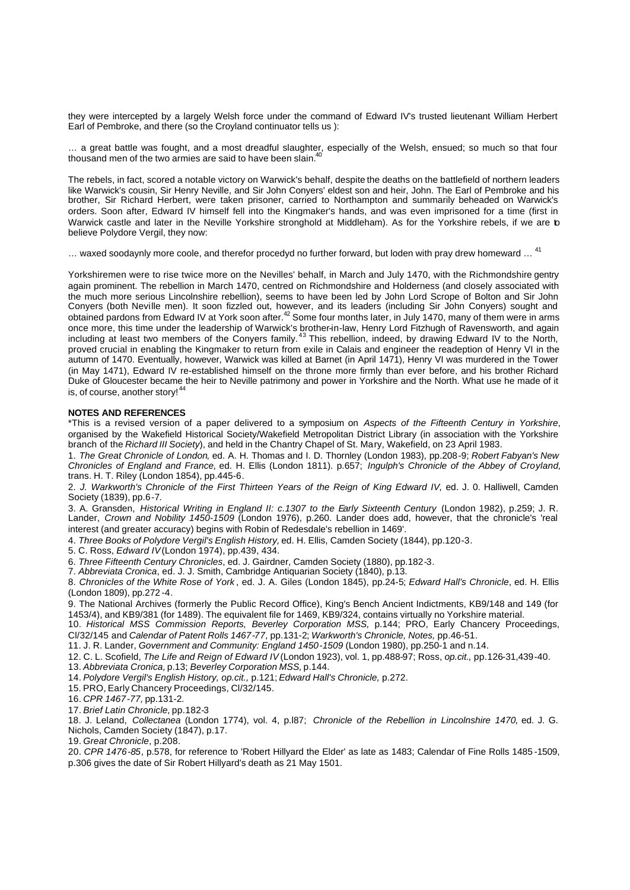they were intercepted by a largely Welsh force under the command of Edward IV's trusted lieutenant William Herbert Earl of Pembroke, and there (so the Croyland continuator tells us ):

… a great battle was fought, and a most dreadful slaughter, especially of the Welsh, ensued; so much so that four thousand men of the two armies are said to have been slain.[40]

The rebels, in fact, scored a notable victory on Warwick's behalf, despite the deaths on the battlefield of northern leaders like Warwick's cousin, Sir Henry Neville, and Sir John Conyers' eldest son and heir, John. The Earl of Pembroke and his brother, Sir Richard Herbert, were taken prisoner, carried to Northampton and summarily beheaded on Warwick's orders. Soon after, Edward IV himself fell into the Kingmaker's hands, and was even imprisoned for a time (first in Warwick castle and later in the Neville Yorkshire stronghold at Middleham). As for the Yorkshire rebels, if we are to believe Polydore Vergil, they now:

… waxed soodaynly more coole, and therefor procedyd no further forward, but loden with pray drew homeward … [41]

Yorkshiremen were to rise twice more on the Nevilles' behalf, in March and July 1470, with the Richmondshire gentry again prominent. The rebellion in March 1470, centred on Richmondshire and Holderness (and closely associated with the much more serious Lincolnshire rebellion), seems to have been led by John Lord Scrope of Bolton and Sir John Conyers (both Neville men). It soon fizzled out, however, and its leaders (including Sir John Conyers) sought and obtained pardons from Edward IV at York soon after.[42] Some four months later, in July 1470, many of them were in arms once more, this time under the leadership of Warwick's brother-in-law, Henry Lord Fitzhugh of Ravensworth, and again including at least two members of the Conyers family.[43] This rebellion, indeed, by drawing Edward IV to the North, proved crucial in enabling the Kingmaker to return from exile in Calais and engineer the readeption of Henry VI in the autumn of 1470. Eventually, however, Warwick was killed at Barnet (in April 1471), Henry VI was murdered in the Tower (in May 1471), Edward IV re-established himself on the throne more firmly than ever before, and his brother Richard Duke of Gloucester became the heir to Neville patrimony and power in Yorkshire and the North. What use he made of it is, of course, another story![44]

**NOTES AND REFERENCES**

*This is a revised version of a paper delivered to a symposium on *Aspects of the Fifteenth Century in Yorkshire*, organised by the Wakefield Historical Society/Wakefield Metropolitan District Library (in association with the Yorkshire branch of the *Richard III Society*), and held in the Chantry Chapel of St. Mary, Wakefield, on 23 April 1983.

1. *The Great Chronicle of London*, ed. A. H. Thomas and I. D. Thornley (London 1983), pp.208-9; *Robert Fabyan's New Chronicles of England and France,* ed. H. Ellis (London 1811). p.657; *Ingulph's Chronicle of the Abbey of Croyland,* trans. H. T. Riley (London 1854), pp.445-6.

2. *J. Warkworth's Chronicle of the First Thirteen Years of the Reign of King Edward IV,* ed. J. 0. Halliwell, Camden Society (1839), pp.6-7.

3. A. Gransden, *Historical Writing in England II: c.1307 to the Early Sixteenth Century* (London 1982), p.259; J. R. Lander, *Crown and Nobility 1450-1509* (London 1976), p.260. Lander does add, however, that the chronicle's 'real interest (and greater accuracy) begins with Robin of Redesdale's rebellion in 1469'.

4. *Three Books of Polydore Vergil's English History,* ed. H. Ellis, Camden Society (1844), pp.120-3.

5. C. Ross, *Edward IV* (London 1974), pp.439, 434.

6. *Three Fifteenth Century Chronicles*, ed. J. Gairdner, Camden Society (1880), pp.182-3.

7. *Abbreviata Cronica*, ed. J. J. Smith, Cambridge Antiquarian Society (1840), p.13.

8. *Chronicles of the White Rose of York* , ed. J. A. Giles (London 1845), pp.24-5; *Edward Hall's Chronicle*, ed. H. Ellis (London 1809), pp.272-4.

9. The National Archives (formerly the Public Record Office), King's Bench Ancient Indictments, KB9/148 and 149 (for 1453/4), and KB9/381 (for 1489). The equivalent file for 1469, KB9/324, contains virtually no Yorkshire material.

10. *Historical MSS Commission Reports, Beverley Corporation MSS,* p.144; PRO, Early Chancery Proceedings, Cl/32/145 and *Calendar of Patent Rolls 1467-77,* pp.131-2; *Warkworth's Chronicle, Notes,* pp.46-51.

11. J. R. Lander, *Government and Community: England 1450-1509* (London 1980), pp.250-1 and n.14.

12. C. L. Scofield, *The Life and Reign of Edward IV* (London 1923), vol. 1, pp.488-97; Ross, *op.cit.,* pp.126-31,439-40.

13. *Abbreviata Cronica,* p.13; *Beverley Corporation MSS,* p.144.

14. *Polydore Vergil's English History, op.cit.,* p.121; *Edward Hall's Chronicle,* p.272.

15. PRO, Early Chancery Proceedings, Cl/32/145.

16. *CPR 1467-77,* pp.131-2.

17. *Brief Latin Chronicle,* pp.182-3

18. J. Leland, *Collectanea* (London 1774), vol. 4, p.l87; *Chronicle of the Rebellion in Lincolnshire 1470,* ed. J. G. Nichols, Camden Society (1847), p.17.

19. *Great Chronicle*, p.208.

20. *CPR 1476-85*, p.578, for reference to 'Robert Hillyard the Elder' as late as 1483; Calendar of Fine Rolls 1485-1509, p.306 gives the date of Sir Robert Hillyard's death as 21 May 1501.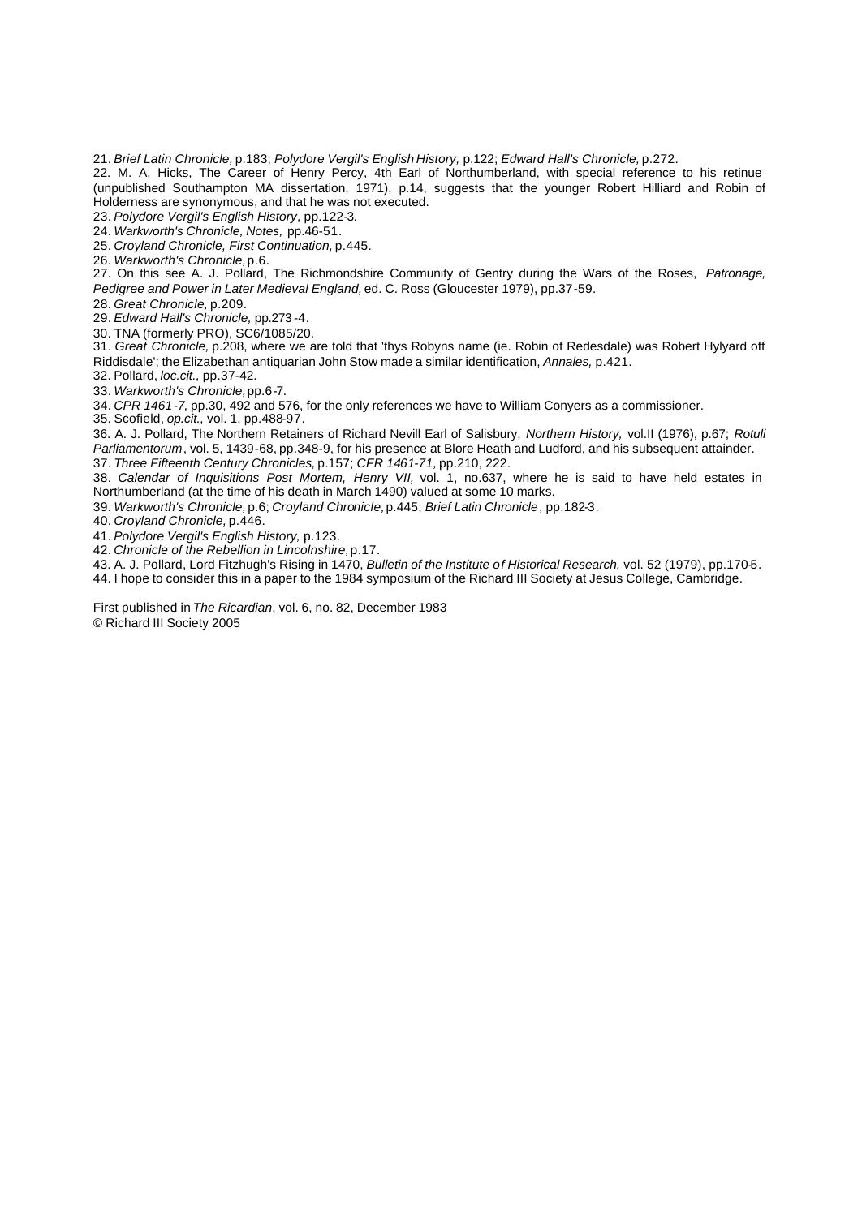21. *Brief Latin Chronicle,* p.183; *Polydore Vergil's English History,* p.122; *Edward Hall's Chronicle,* p.272.

22. M. A. Hicks, The Career of Henry Percy, 4th Earl of Northumberland, with special reference to his retinue (unpublished Southampton MA dissertation, 1971), p.14, suggests that the younger Robert Hilliard and Robin of Holderness are synonymous, and that he was not executed.

23. *Polydore Vergil's English History*, pp.122-3.

24. *Warkworth's Chronicle, Notes,* pp.46-51.

25. *Croyland Chronicle, First Continuation,* p.445.

26. *Warkworth's Chronicle,* p.6.

27. On this see A. J. Pollard, The Richmondshire Community of Gentry during the Wars of the Roses, *Patronage, Pedigree and Power in Later Medieval England,* ed. C. Ross (Gloucester 1979), pp.37-59.

28. *Great Chronicle,* p.209.

29. *Edward Hall's Chronicle,* pp.273-4.

30. TNA (formerly PRO), SC6/1085/20.

31. *Great Chronicle,* p.208, where we are told that 'thys Robyns name (ie. Robin of Redesdale) was Robert Hylyard off Riddisdale'; the Elizabethan antiquarian John Stow made a similar identification, *Annales,* p.421.

32. Pollard, *loc.cit.,* pp.37-42.

33. *Warkworth's Chronicle,* pp.6-7.

34. *CPR 1461-7,* pp.30, 492 and 576, for the only references we have to William Conyers as a commissioner.

35. Scofield, *op.cit.,* vol. 1, pp.488-97.

36. A. J. Pollard, The Northern Retainers of Richard Nevill Earl of Salisbury, *Northern History,* vol.II (1976), p.67; *Rotuli Parliamentorum*, vol. 5, 1439-68, pp.348-9, for his presence at Blore Heath and Ludford, and his subsequent attainder.

37. *Three Fifteenth Century Chronicles,* p.157; *CFR 1461-71,* pp.210, 222.

38. *Calendar of Inquisitions Post Mortem, Henry VII,* vol. 1, no.637, where he is said to have held estates in Northumberland (at the time of his death in March 1490) valued at some 10 marks.

39. *Warkworth's Chronicle,* p.6; *Croyland Chronicle,* p.445; *Brief Latin Chronicle*, pp.182-3.

40. *Croyland Chronicle,* p.446.

41. *Polydore Vergil's English History,* p.123.

42. *Chronicle of the Rebellion in Lincolnshire,* p.17.

43. A. J. Pollard, Lord Fitzhugh's Rising in 1470, *Bulletin of the Institute of Historical Research,* vol. 52 (1979), pp.170-5.

44. I hope to consider this in a paper to the 1984 symposium of the Richard III Society at Jesus College, Cambridge.

First published in *The Ricardian*, vol. 6, no. 82, December 1983
© Richard III Society 2005